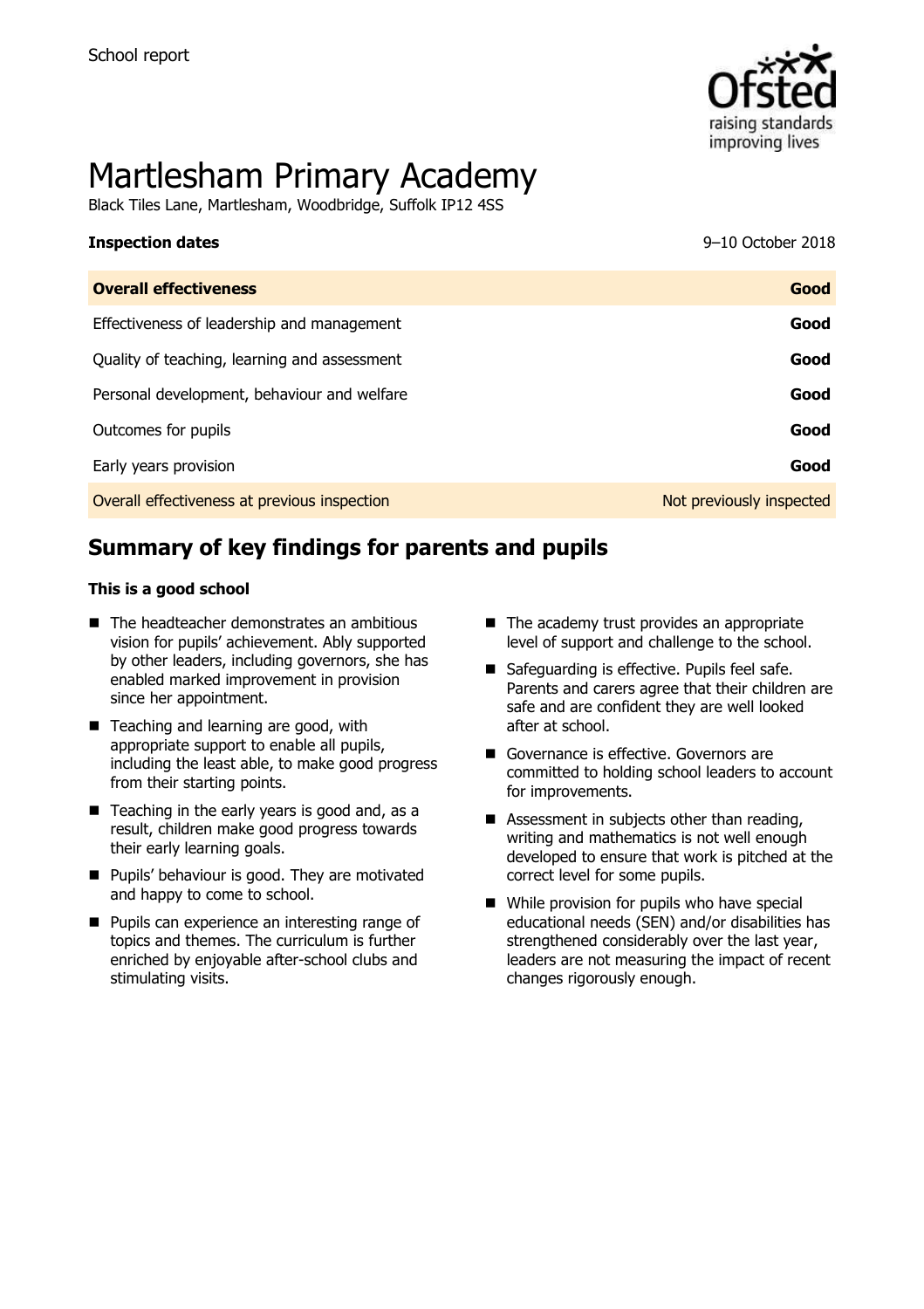School report

# Martlesham Primary Academy

Black Tiles Lane, Martlesham, Woodbridge, Suffolk IP12 4SS

| **Inspection dates** | 9–10 October 2018 |
| --- | --- |
| **Overall effectiveness** | **Good** |
| Effectiveness of leadership and management | **Good** |
| Quality of teaching, learning and assessment | **Good** |
| Personal development, behaviour and welfare | **Good** |
| Outcomes for pupils | **Good** |
| Early years provision | **Good** |
| Overall effectiveness at previous inspection | Not previously inspected |

## Summary of key findings for parents and pupils

**This is a good school**

- The headteacher demonstrates an ambitious vision for pupils' achievement. Ably supported by other leaders, including governors, she has enabled marked improvement in provision since her appointment.
- Teaching and learning are good, with appropriate support to enable all pupils, including the least able, to make good progress from their starting points.
- Teaching in the early years is good and, as a result, children make good progress towards their early learning goals.
- Pupils' behaviour is good. They are motivated and happy to come to school.
- Pupils can experience an interesting range of topics and themes. The curriculum is further enriched by enjoyable after-school clubs and stimulating visits.
- The academy trust provides an appropriate level of support and challenge to the school.
- Safeguarding is effective. Pupils feel safe. Parents and carers agree that their children are safe and are confident they are well looked after at school.
- Governance is effective. Governors are committed to holding school leaders to account for improvements.
- Assessment in subjects other than reading, writing and mathematics is not well enough developed to ensure that work is pitched at the correct level for some pupils.
- While provision for pupils who have special educational needs (SEN) and/or disabilities has strengthened considerably over the last year, leaders are not measuring the impact of recent changes rigorously enough.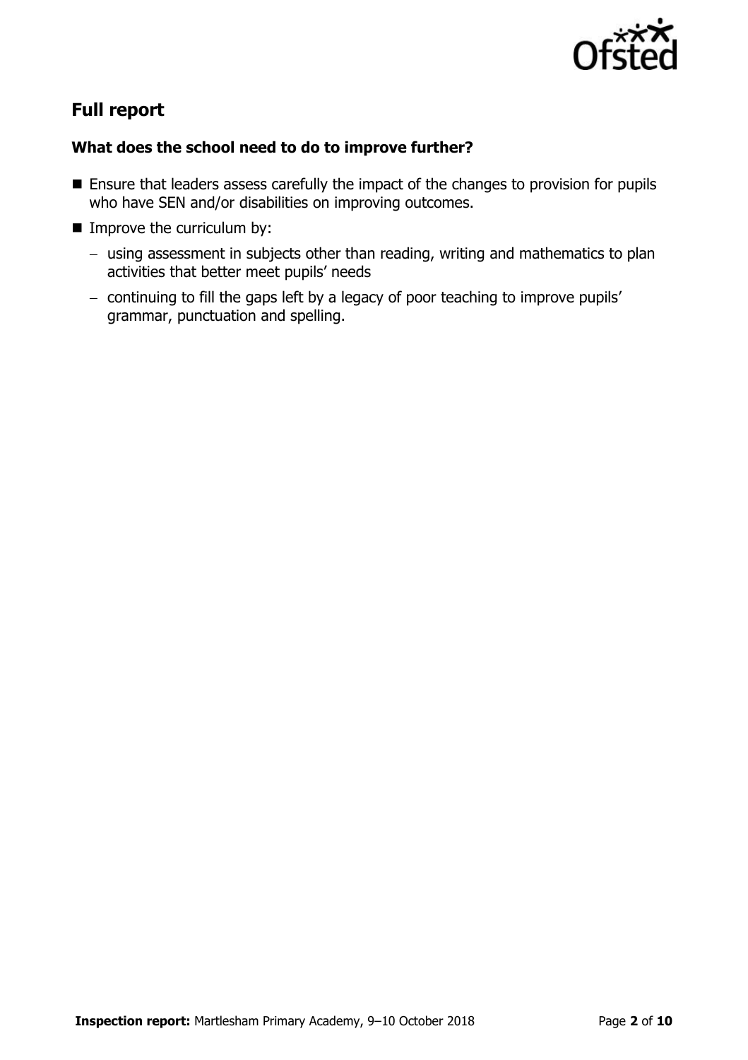## Full report

### What does the school need to do to improve further?

- Ensure that leaders assess carefully the impact of the changes to provision for pupils who have SEN and/or disabilities on improving outcomes.
- Improve the curriculum by:
  - using assessment in subjects other than reading, writing and mathematics to plan activities that better meet pupils' needs
  - continuing to fill the gaps left by a legacy of poor teaching to improve pupils' grammar, punctuation and spelling.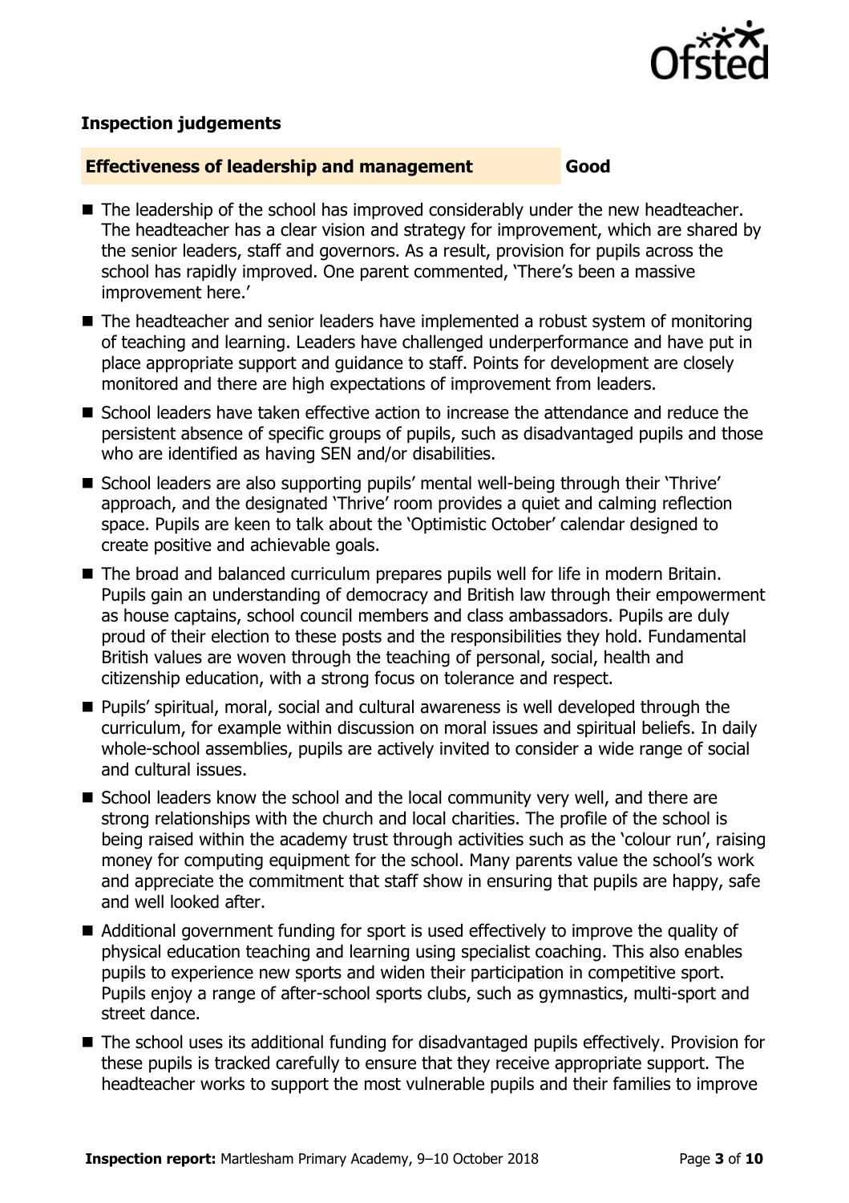### Inspection judgements

**Effectiveness of leadership and management** **Good**

- The leadership of the school has improved considerably under the new headteacher. The headteacher has a clear vision and strategy for improvement, which are shared by the senior leaders, staff and governors. As a result, provision for pupils across the school has rapidly improved. One parent commented, 'There's been a massive improvement here.'
- The headteacher and senior leaders have implemented a robust system of monitoring of teaching and learning. Leaders have challenged underperformance and have put in place appropriate support and guidance to staff. Points for development are closely monitored and there are high expectations of improvement from leaders.
- School leaders have taken effective action to increase the attendance and reduce the persistent absence of specific groups of pupils, such as disadvantaged pupils and those who are identified as having SEN and/or disabilities.
- School leaders are also supporting pupils' mental well-being through their 'Thrive' approach, and the designated 'Thrive' room provides a quiet and calming reflection space. Pupils are keen to talk about the 'Optimistic October' calendar designed to create positive and achievable goals.
- The broad and balanced curriculum prepares pupils well for life in modern Britain. Pupils gain an understanding of democracy and British law through their empowerment as house captains, school council members and class ambassadors. Pupils are duly proud of their election to these posts and the responsibilities they hold. Fundamental British values are woven through the teaching of personal, social, health and citizenship education, with a strong focus on tolerance and respect.
- Pupils' spiritual, moral, social and cultural awareness is well developed through the curriculum, for example within discussion on moral issues and spiritual beliefs. In daily whole-school assemblies, pupils are actively invited to consider a wide range of social and cultural issues.
- School leaders know the school and the local community very well, and there are strong relationships with the church and local charities. The profile of the school is being raised within the academy trust through activities such as the 'colour run', raising money for computing equipment for the school. Many parents value the school's work and appreciate the commitment that staff show in ensuring that pupils are happy, safe and well looked after.
- Additional government funding for sport is used effectively to improve the quality of physical education teaching and learning using specialist coaching. This also enables pupils to experience new sports and widen their participation in competitive sport. Pupils enjoy a range of after-school sports clubs, such as gymnastics, multi-sport and street dance.
- The school uses its additional funding for disadvantaged pupils effectively. Provision for these pupils is tracked carefully to ensure that they receive appropriate support. The headteacher works to support the most vulnerable pupils and their families to improve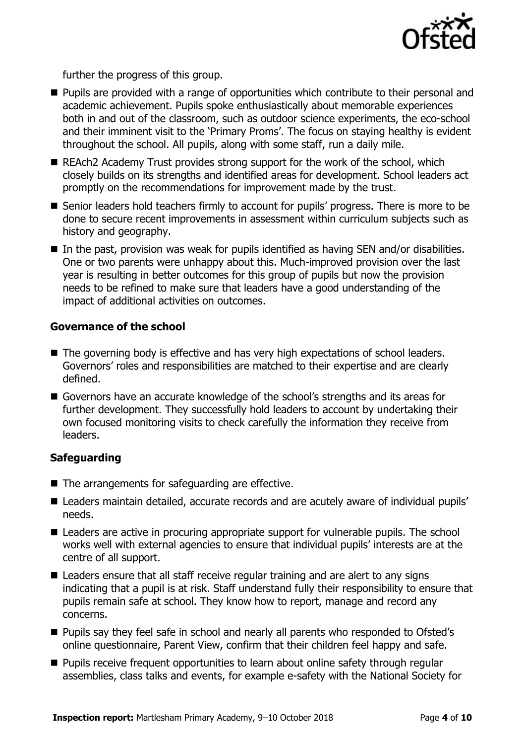further the progress of this group.

- Pupils are provided with a range of opportunities which contribute to their personal and academic achievement. Pupils spoke enthusiastically about memorable experiences both in and out of the classroom, such as outdoor science experiments, the eco-school and their imminent visit to the 'Primary Proms'. The focus on staying healthy is evident throughout the school. All pupils, along with some staff, run a daily mile.
- REAch2 Academy Trust provides strong support for the work of the school, which closely builds on its strengths and identified areas for development. School leaders act promptly on the recommendations for improvement made by the trust.
- Senior leaders hold teachers firmly to account for pupils' progress. There is more to be done to secure recent improvements in assessment within curriculum subjects such as history and geography.
- In the past, provision was weak for pupils identified as having SEN and/or disabilities. One or two parents were unhappy about this. Much-improved provision over the last year is resulting in better outcomes for this group of pupils but now the provision needs to be refined to make sure that leaders have a good understanding of the impact of additional activities on outcomes.

### Governance of the school

- The governing body is effective and has very high expectations of school leaders. Governors' roles and responsibilities are matched to their expertise and are clearly defined.
- Governors have an accurate knowledge of the school's strengths and its areas for further development. They successfully hold leaders to account by undertaking their own focused monitoring visits to check carefully the information they receive from leaders.

### Safeguarding

- The arrangements for safeguarding are effective.
- Leaders maintain detailed, accurate records and are acutely aware of individual pupils' needs.
- Leaders are active in procuring appropriate support for vulnerable pupils. The school works well with external agencies to ensure that individual pupils' interests are at the centre of all support.
- Leaders ensure that all staff receive regular training and are alert to any signs indicating that a pupil is at risk. Staff understand fully their responsibility to ensure that pupils remain safe at school. They know how to report, manage and record any concerns.
- Pupils say they feel safe in school and nearly all parents who responded to Ofsted's online questionnaire, Parent View, confirm that their children feel happy and safe.
- Pupils receive frequent opportunities to learn about online safety through regular assemblies, class talks and events, for example e-safety with the National Society for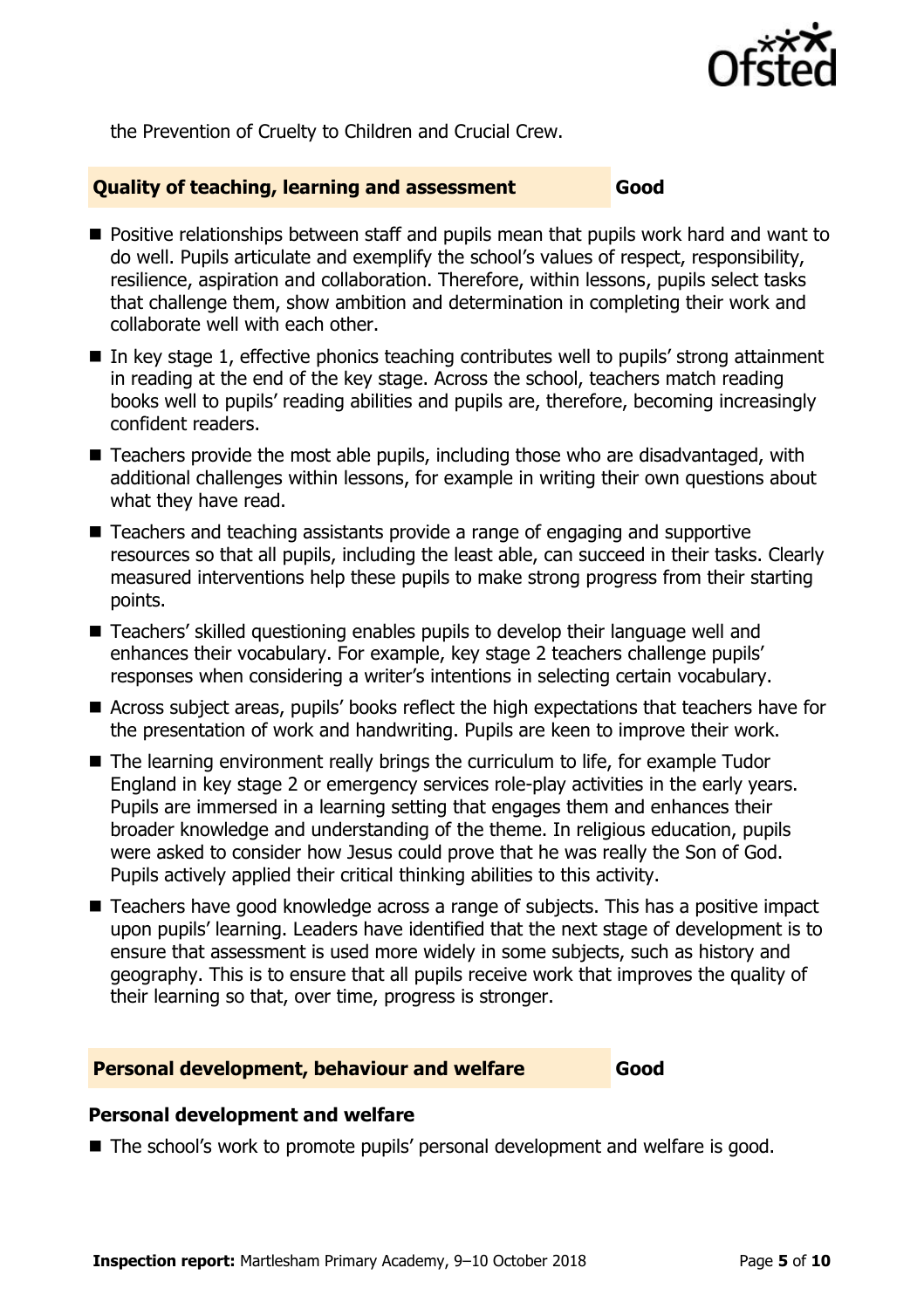the Prevention of Cruelty to Children and Crucial Crew.

## Quality of teaching, learning and assessment — Good

- Positive relationships between staff and pupils mean that pupils work hard and want to do well. Pupils articulate and exemplify the school's values of respect, responsibility, resilience, aspiration and collaboration. Therefore, within lessons, pupils select tasks that challenge them, show ambition and determination in completing their work and collaborate well with each other.
- In key stage 1, effective phonics teaching contributes well to pupils' strong attainment in reading at the end of the key stage. Across the school, teachers match reading books well to pupils' reading abilities and pupils are, therefore, becoming increasingly confident readers.
- Teachers provide the most able pupils, including those who are disadvantaged, with additional challenges within lessons, for example in writing their own questions about what they have read.
- Teachers and teaching assistants provide a range of engaging and supportive resources so that all pupils, including the least able, can succeed in their tasks. Clearly measured interventions help these pupils to make strong progress from their starting points.
- Teachers' skilled questioning enables pupils to develop their language well and enhances their vocabulary. For example, key stage 2 teachers challenge pupils' responses when considering a writer's intentions in selecting certain vocabulary.
- Across subject areas, pupils' books reflect the high expectations that teachers have for the presentation of work and handwriting. Pupils are keen to improve their work.
- The learning environment really brings the curriculum to life, for example Tudor England in key stage 2 or emergency services role-play activities in the early years. Pupils are immersed in a learning setting that engages them and enhances their broader knowledge and understanding of the theme. In religious education, pupils were asked to consider how Jesus could prove that he was really the Son of God. Pupils actively applied their critical thinking abilities to this activity.
- Teachers have good knowledge across a range of subjects. This has a positive impact upon pupils' learning. Leaders have identified that the next stage of development is to ensure that assessment is used more widely in some subjects, such as history and geography. This is to ensure that all pupils receive work that improves the quality of their learning so that, over time, progress is stronger.

## Personal development, behaviour and welfare — Good

### Personal development and welfare

- The school's work to promote pupils' personal development and welfare is good.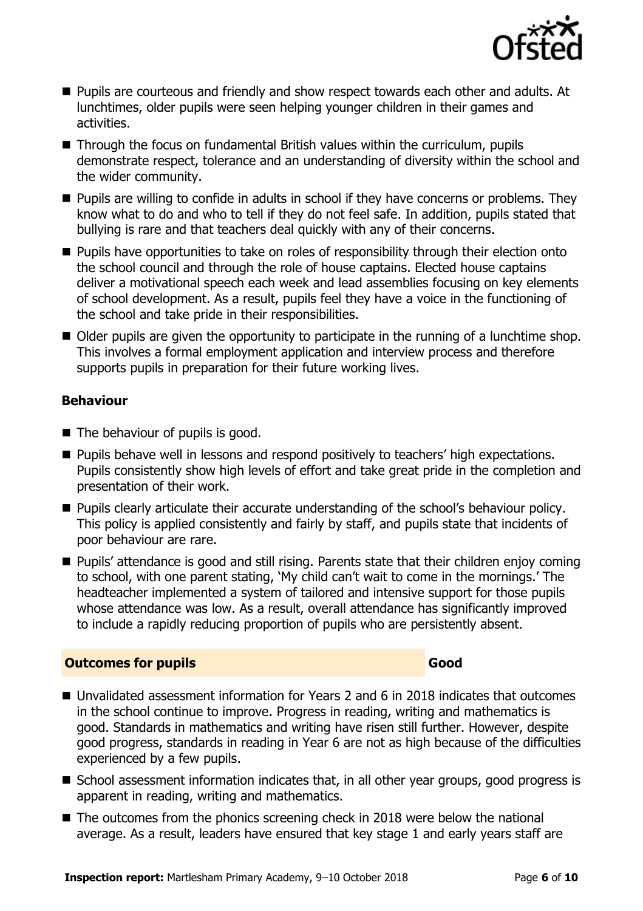- Pupils are courteous and friendly and show respect towards each other and adults. At lunchtimes, older pupils were seen helping younger children in their games and activities.
- Through the focus on fundamental British values within the curriculum, pupils demonstrate respect, tolerance and an understanding of diversity within the school and the wider community.
- Pupils are willing to confide in adults in school if they have concerns or problems. They know what to do and who to tell if they do not feel safe. In addition, pupils stated that bullying is rare and that teachers deal quickly with any of their concerns.
- Pupils have opportunities to take on roles of responsibility through their election onto the school council and through the role of house captains. Elected house captains deliver a motivational speech each week and lead assemblies focusing on key elements of school development. As a result, pupils feel they have a voice in the functioning of the school and take pride in their responsibilities.
- Older pupils are given the opportunity to participate in the running of a lunchtime shop. This involves a formal employment application and interview process and therefore supports pupils in preparation for their future working lives.

### Behaviour

- The behaviour of pupils is good.
- Pupils behave well in lessons and respond positively to teachers' high expectations. Pupils consistently show high levels of effort and take great pride in the completion and presentation of their work.
- Pupils clearly articulate their accurate understanding of the school's behaviour policy. This policy is applied consistently and fairly by staff, and pupils state that incidents of poor behaviour are rare.
- Pupils' attendance is good and still rising. Parents state that their children enjoy coming to school, with one parent stating, 'My child can't wait to come in the mornings.' The headteacher implemented a system of tailored and intensive support for those pupils whose attendance was low. As a result, overall attendance has significantly improved to include a rapidly reducing proportion of pupils who are persistently absent.

## Outcomes for pupils — Good

- Unvalidated assessment information for Years 2 and 6 in 2018 indicates that outcomes in the school continue to improve. Progress in reading, writing and mathematics is good. Standards in mathematics and writing have risen still further. However, despite good progress, standards in reading in Year 6 are not as high because of the difficulties experienced by a few pupils.
- School assessment information indicates that, in all other year groups, good progress is apparent in reading, writing and mathematics.
- The outcomes from the phonics screening check in 2018 were below the national average. As a result, leaders have ensured that key stage 1 and early years staff are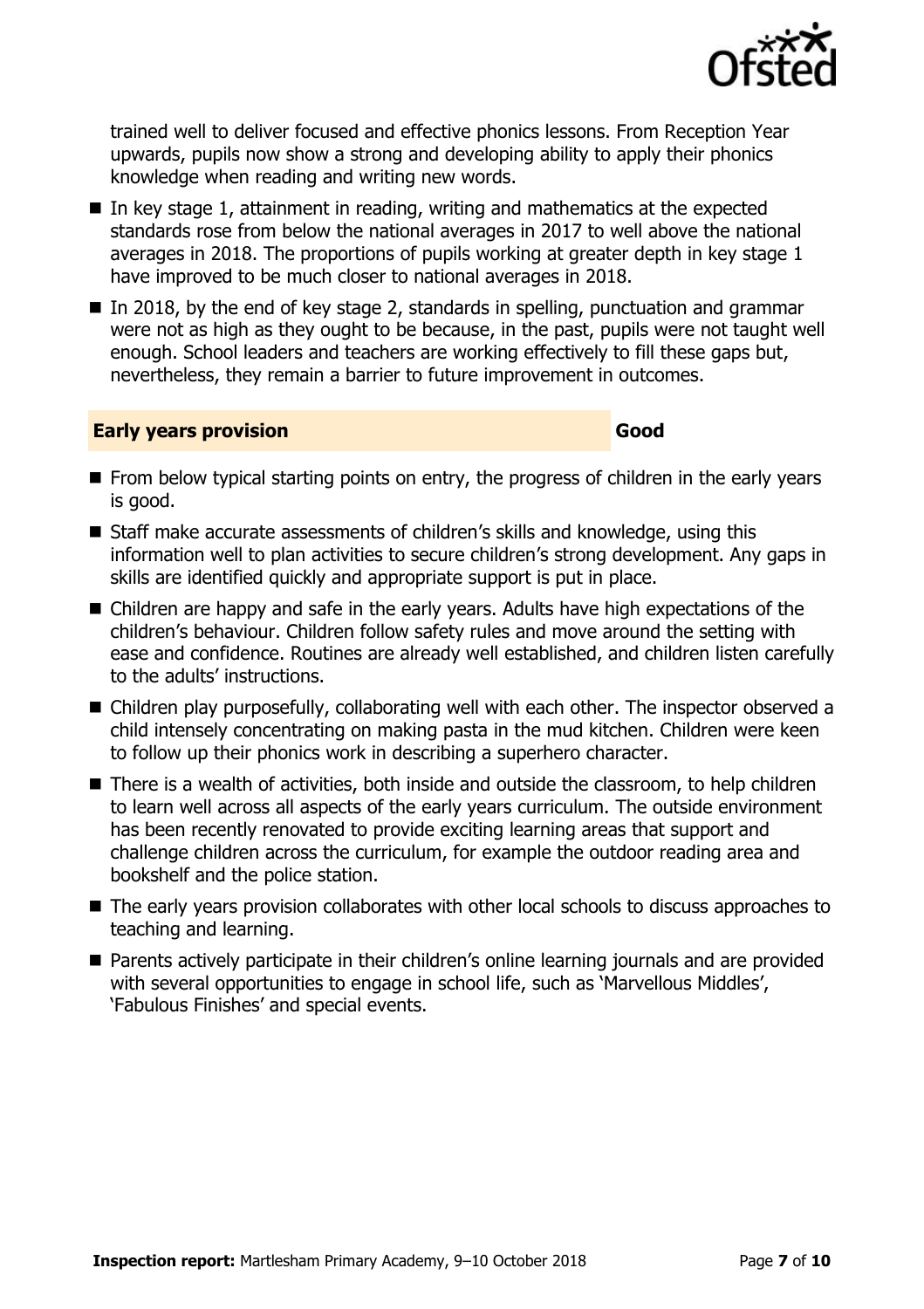trained well to deliver focused and effective phonics lessons. From Reception Year upwards, pupils now show a strong and developing ability to apply their phonics knowledge when reading and writing new words.

- In key stage 1, attainment in reading, writing and mathematics at the expected standards rose from below the national averages in 2017 to well above the national averages in 2018. The proportions of pupils working at greater depth in key stage 1 have improved to be much closer to national averages in 2018.
- In 2018, by the end of key stage 2, standards in spelling, punctuation and grammar were not as high as they ought to be because, in the past, pupils were not taught well enough. School leaders and teachers are working effectively to fill these gaps but, nevertheless, they remain a barrier to future improvement in outcomes.

## Early years provision — Good

- From below typical starting points on entry, the progress of children in the early years is good.
- Staff make accurate assessments of children's skills and knowledge, using this information well to plan activities to secure children's strong development. Any gaps in skills are identified quickly and appropriate support is put in place.
- Children are happy and safe in the early years. Adults have high expectations of the children's behaviour. Children follow safety rules and move around the setting with ease and confidence. Routines are already well established, and children listen carefully to the adults' instructions.
- Children play purposefully, collaborating well with each other. The inspector observed a child intensely concentrating on making pasta in the mud kitchen. Children were keen to follow up their phonics work in describing a superhero character.
- There is a wealth of activities, both inside and outside the classroom, to help children to learn well across all aspects of the early years curriculum. The outside environment has been recently renovated to provide exciting learning areas that support and challenge children across the curriculum, for example the outdoor reading area and bookshelf and the police station.
- The early years provision collaborates with other local schools to discuss approaches to teaching and learning.
- Parents actively participate in their children's online learning journals and are provided with several opportunities to engage in school life, such as 'Marvellous Middles', 'Fabulous Finishes' and special events.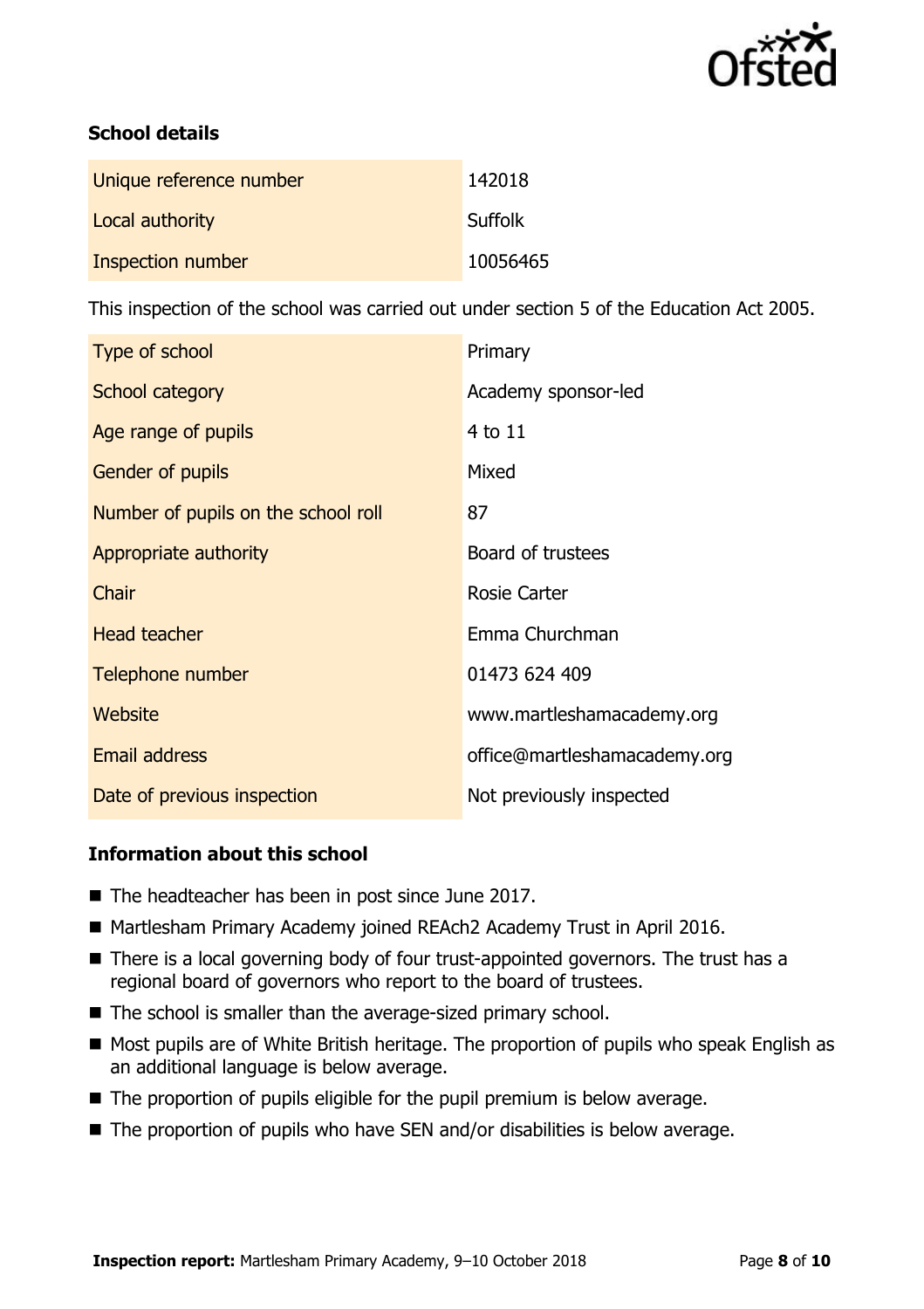### School details

| | |
|---|---|
| Unique reference number | 142018 |
| Local authority | Suffolk |
| Inspection number | 10056465 |

This inspection of the school was carried out under section 5 of the Education Act 2005.

| | |
|---|---|
| Type of school | Primary |
| School category | Academy sponsor-led |
| Age range of pupils | 4 to 11 |
| Gender of pupils | Mixed |
| Number of pupils on the school roll | 87 |
| Appropriate authority | Board of trustees |
| Chair | Rosie Carter |
| Head teacher | Emma Churchman |
| Telephone number | 01473 624 409 |
| Website | www.martleshamacademy.org |
| Email address | office@martleshamacademy.org |
| Date of previous inspection | Not previously inspected |

### Information about this school

- The headteacher has been in post since June 2017.
- Martlesham Primary Academy joined REAch2 Academy Trust in April 2016.
- There is a local governing body of four trust-appointed governors. The trust has a regional board of governors who report to the board of trustees.
- The school is smaller than the average-sized primary school.
- Most pupils are of White British heritage. The proportion of pupils who speak English as an additional language is below average.
- The proportion of pupils eligible for the pupil premium is below average.
- The proportion of pupils who have SEN and/or disabilities is below average.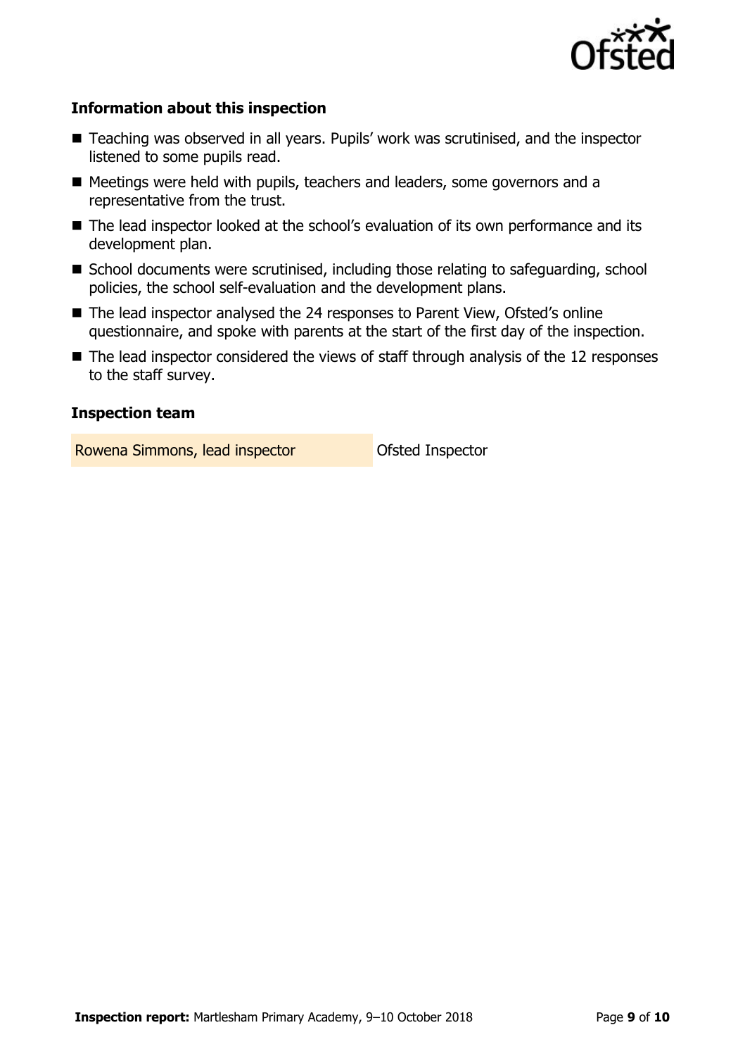### Information about this inspection

- Teaching was observed in all years. Pupils' work was scrutinised, and the inspector listened to some pupils read.
- Meetings were held with pupils, teachers and leaders, some governors and a representative from the trust.
- The lead inspector looked at the school's evaluation of its own performance and its development plan.
- School documents were scrutinised, including those relating to safeguarding, school policies, the school self-evaluation and the development plans.
- The lead inspector analysed the 24 responses to Parent View, Ofsted's online questionnaire, and spoke with parents at the start of the first day of the inspection.
- The lead inspector considered the views of staff through analysis of the 12 responses to the staff survey.

### Inspection team

| | |
|---|---|
| Rowena Simmons, lead inspector | Ofsted Inspector |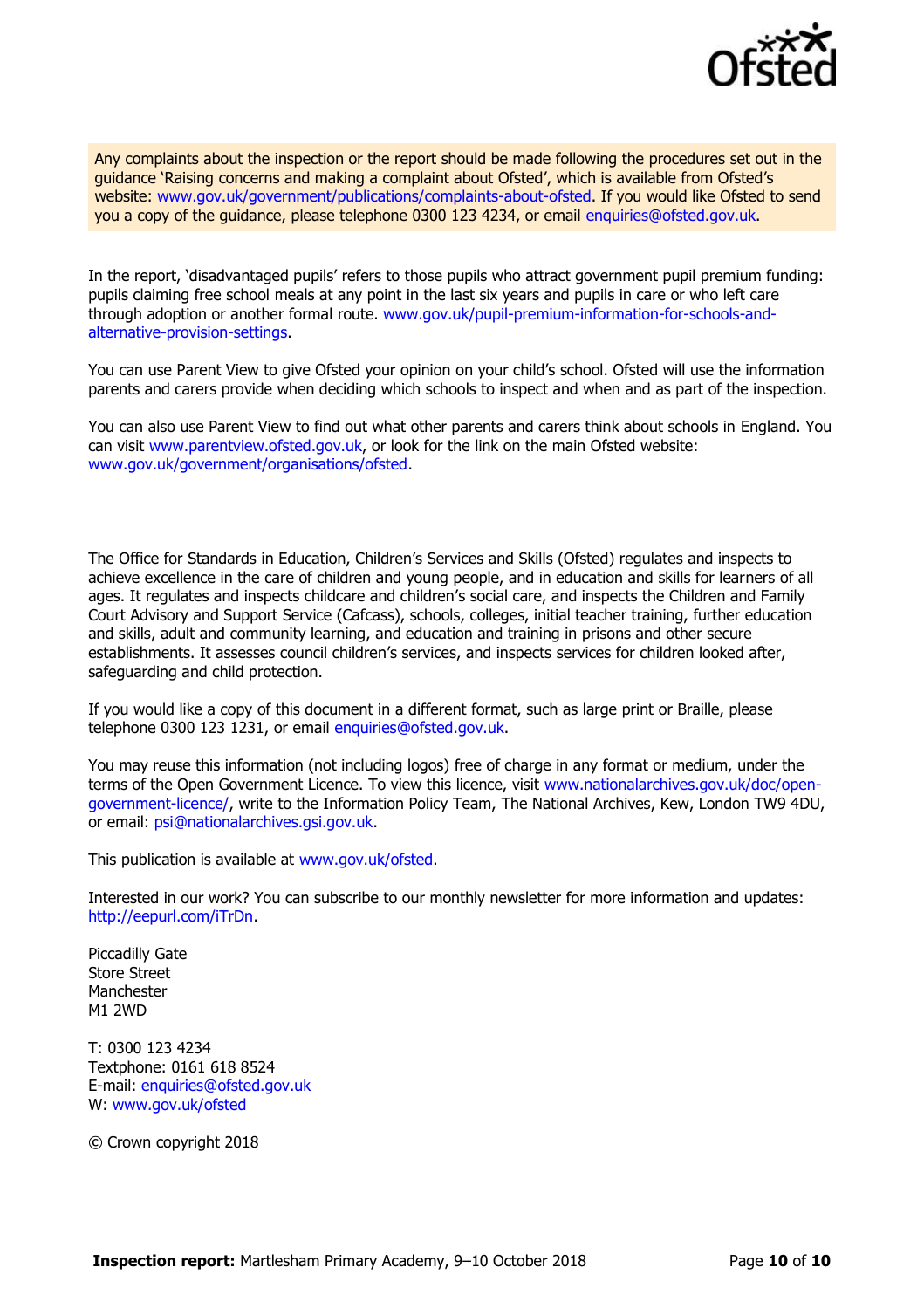Any complaints about the inspection or the report should be made following the procedures set out in the guidance 'Raising concerns and making a complaint about Ofsted', which is available from Ofsted's website: www.gov.uk/government/publications/complaints-about-ofsted. If you would like Ofsted to send you a copy of the guidance, please telephone 0300 123 4234, or email enquiries@ofsted.gov.uk.

In the report, 'disadvantaged pupils' refers to those pupils who attract government pupil premium funding: pupils claiming free school meals at any point in the last six years and pupils in care or who left care through adoption or another formal route. www.gov.uk/pupil-premium-information-for-schools-and-alternative-provision-settings.

You can use Parent View to give Ofsted your opinion on your child's school. Ofsted will use the information parents and carers provide when deciding which schools to inspect and when and as part of the inspection.

You can also use Parent View to find out what other parents and carers think about schools in England. You can visit www.parentview.ofsted.gov.uk, or look for the link on the main Ofsted website: www.gov.uk/government/organisations/ofsted.

The Office for Standards in Education, Children's Services and Skills (Ofsted) regulates and inspects to achieve excellence in the care of children and young people, and in education and skills for learners of all ages. It regulates and inspects childcare and children's social care, and inspects the Children and Family Court Advisory and Support Service (Cafcass), schools, colleges, initial teacher training, further education and skills, adult and community learning, and education and training in prisons and other secure establishments. It assesses council children's services, and inspects services for children looked after, safeguarding and child protection.

If you would like a copy of this document in a different format, such as large print or Braille, please telephone 0300 123 1231, or email enquiries@ofsted.gov.uk.

You may reuse this information (not including logos) free of charge in any format or medium, under the terms of the Open Government Licence. To view this licence, visit www.nationalarchives.gov.uk/doc/open-government-licence/, write to the Information Policy Team, The National Archives, Kew, London TW9 4DU, or email: psi@nationalarchives.gsi.gov.uk.

This publication is available at www.gov.uk/ofsted.

Interested in our work? You can subscribe to our monthly newsletter for more information and updates: http://eepurl.com/iTrDn.

Piccadilly Gate
Store Street
Manchester
M1 2WD

T: 0300 123 4234
Textphone: 0161 618 8524
E-mail: enquiries@ofsted.gov.uk
W: www.gov.uk/ofsted

© Crown copyright 2018